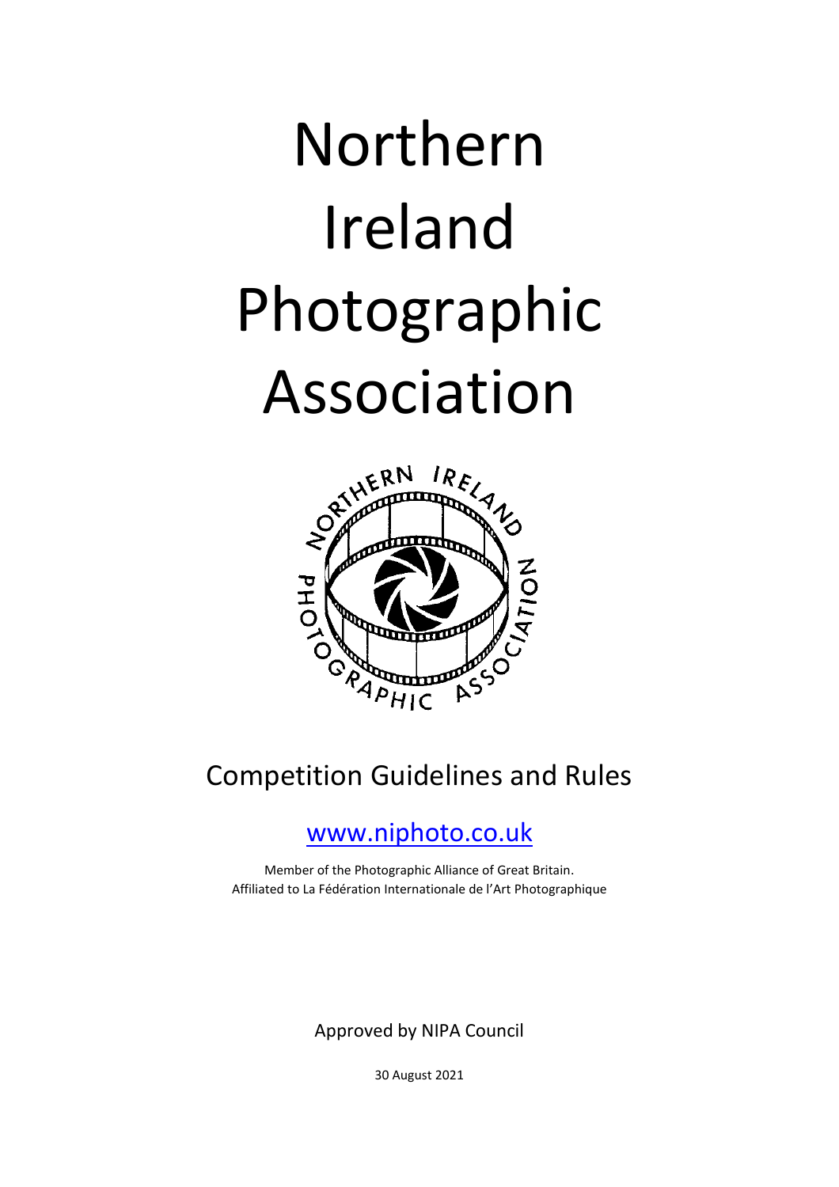# Northern Ireland Photographic Association

## Competition Guidelines and Rules

[www.niphoto.co.uk](http://www.niphoto.co.uk)

Member of the Photographic Alliance of Great Britain.
Affiliated to La Fédération Internationale de l'Art Photographique

Approved by NIPA Council

30 August 2021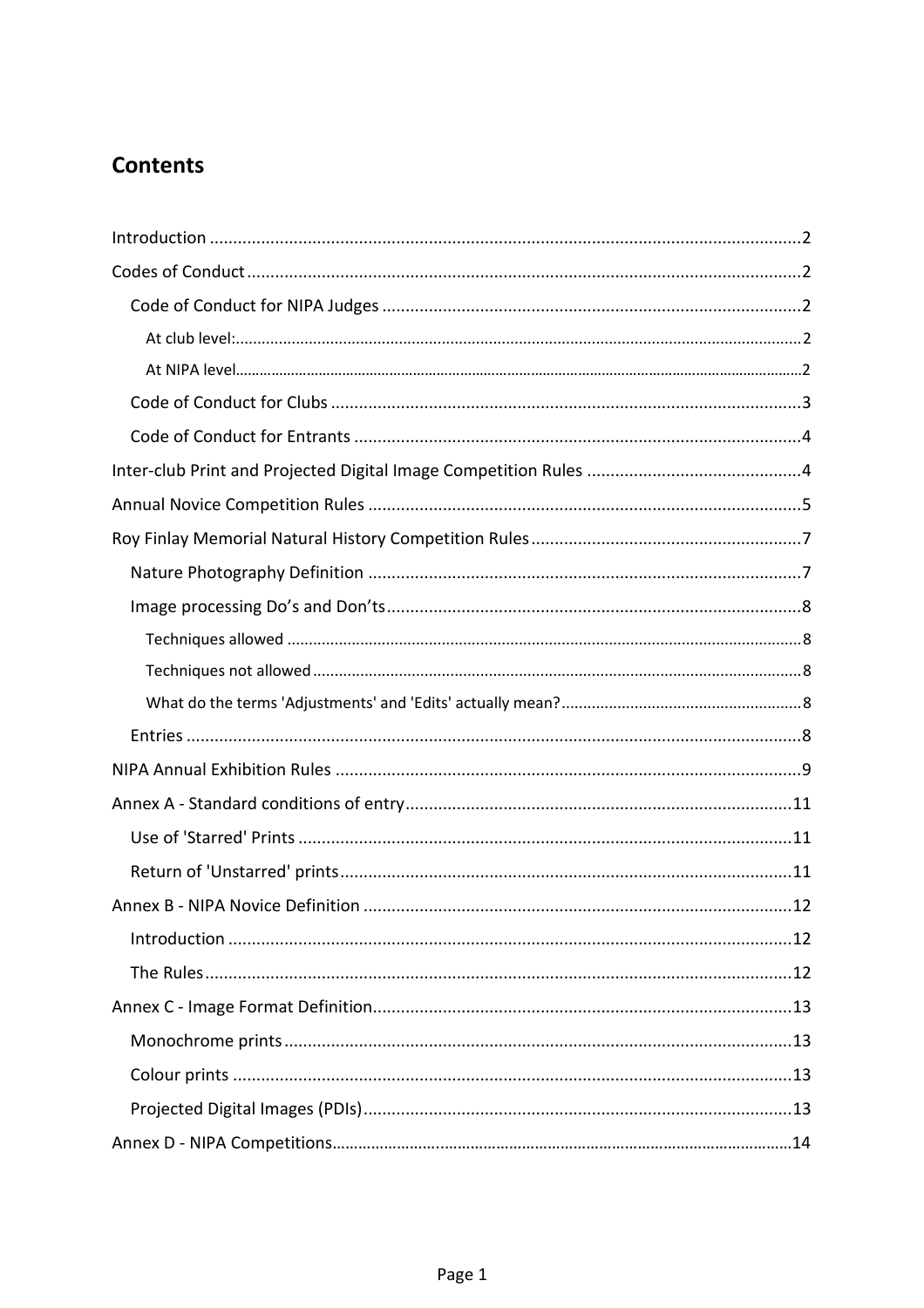## Contents

- Introduction ..... 2
- Codes of Conduct ..... 2
  - Code of Conduct for NIPA Judges ..... 2
    - At club level: ..... 2
    - At NIPA level ..... 2
  - Code of Conduct for Clubs ..... 3
  - Code of Conduct for Entrants ..... 4
- Inter-club Print and Projected Digital Image Competition Rules ..... 4
- Annual Novice Competition Rules ..... 5
- Roy Finlay Memorial Natural History Competition Rules ..... 7
  - Nature Photography Definition ..... 7
  - Image processing Do's and Don'ts ..... 8
    - Techniques allowed ..... 8
    - Techniques not allowed ..... 8
    - What do the terms 'Adjustments' and 'Edits' actually mean? ..... 8
  - Entries ..... 8
- NIPA Annual Exhibition Rules ..... 9
- Annex A - Standard conditions of entry ..... 11
  - Use of 'Starred' Prints ..... 11
  - Return of 'Unstarred' prints ..... 11
- Annex B - NIPA Novice Definition ..... 12
  - Introduction ..... 12
  - The Rules ..... 12
- Annex C - Image Format Definition ..... 13
  - Monochrome prints ..... 13
  - Colour prints ..... 13
  - Projected Digital Images (PDIs) ..... 13
- Annex D - NIPA Competitions ..... 14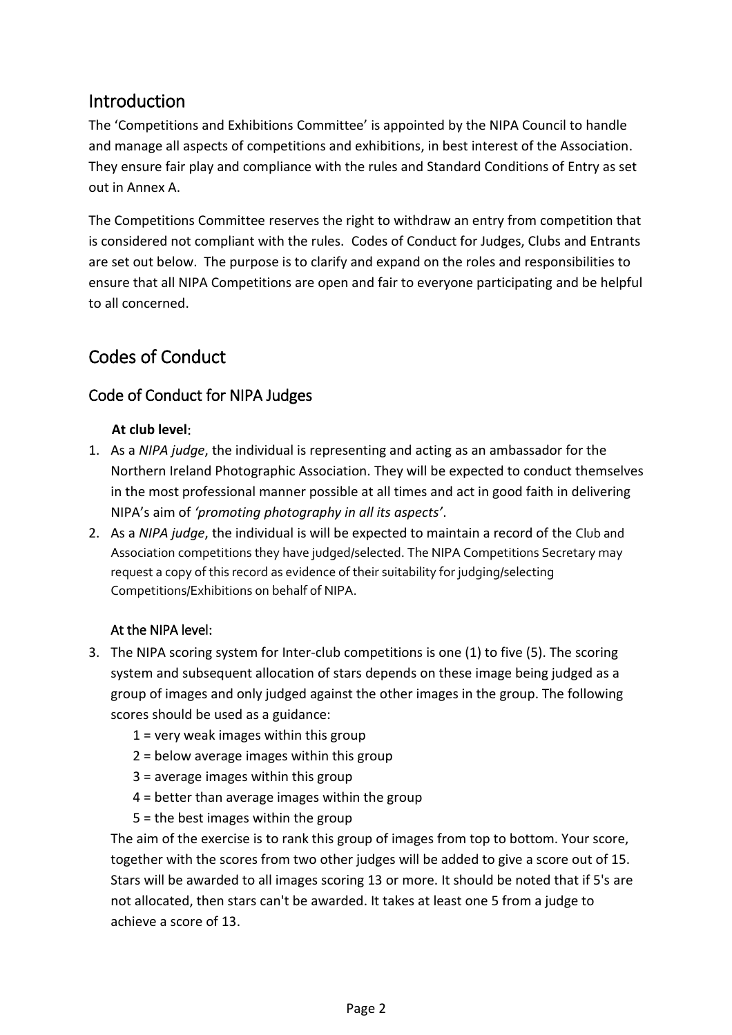# Introduction

The 'Competitions and Exhibitions Committee' is appointed by the NIPA Council to handle and manage all aspects of competitions and exhibitions, in best interest of the Association. They ensure fair play and compliance with the rules and Standard Conditions of Entry as set out in Annex A.

The Competitions Committee reserves the right to withdraw an entry from competition that is considered not compliant with the rules. Codes of Conduct for Judges, Clubs and Entrants are set out below. The purpose is to clarify and expand on the roles and responsibilities to ensure that all NIPA Competitions are open and fair to everyone participating and be helpful to all concerned.

# Codes of Conduct

## Code of Conduct for NIPA Judges

**At club level**:

1. As a *NIPA judge*, the individual is representing and acting as an ambassador for the Northern Ireland Photographic Association. They will be expected to conduct themselves in the most professional manner possible at all times and act in good faith in delivering NIPA's aim of *'promoting photography in all its aspects'*.
2. As a *NIPA judge*, the individual is will be expected to maintain a record of the Club and Association competitions they have judged/selected. The NIPA Competitions Secretary may request a copy of this record as evidence of their suitability for judging/selecting Competitions/Exhibitions on behalf of NIPA.

At the NIPA level:

3. The NIPA scoring system for Inter-club competitions is one (1) to five (5). The scoring system and subsequent allocation of stars depends on these image being judged as a group of images and only judged against the other images in the group. The following scores should be used as a guidance:

   1 = very weak images within this group

   2 = below average images within this group

   3 = average images within this group

   4 = better than average images within the group

   5 = the best images within the group

   The aim of the exercise is to rank this group of images from top to bottom. Your score, together with the scores from two other judges will be added to give a score out of 15. Stars will be awarded to all images scoring 13 or more. It should be noted that if 5's are not allocated, then stars can't be awarded. It takes at least one 5 from a judge to achieve a score of 13.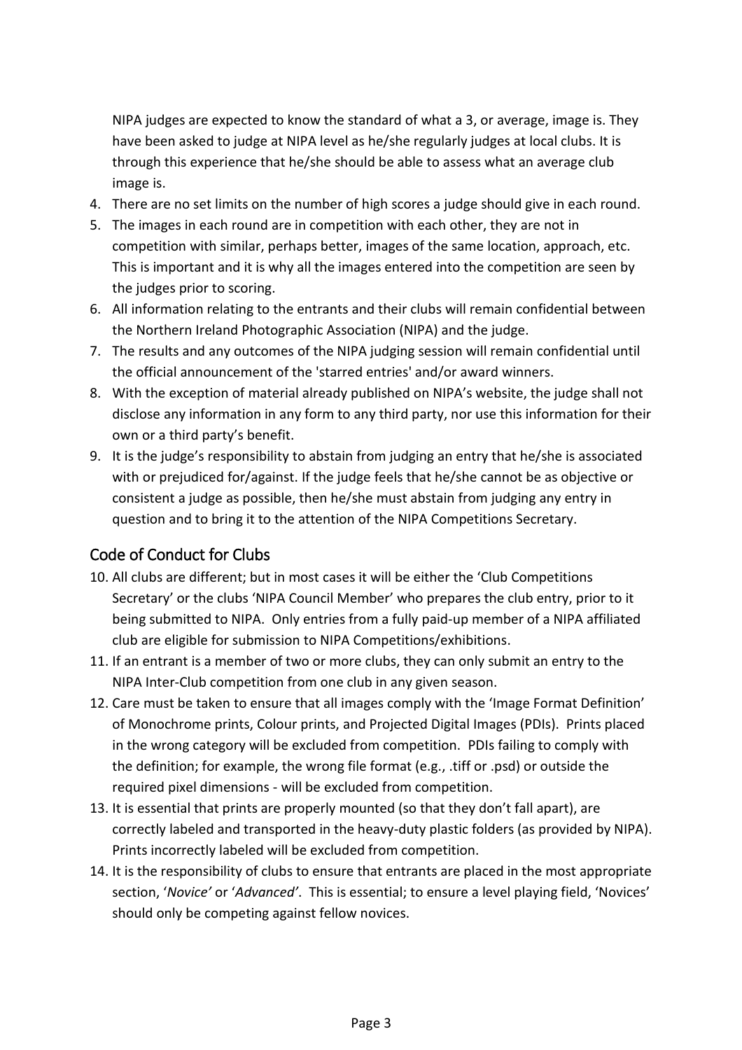NIPA judges are expected to know the standard of what a 3, or average, image is. They have been asked to judge at NIPA level as he/she regularly judges at local clubs. It is through this experience that he/she should be able to assess what an average club image is.

4. There are no set limits on the number of high scores a judge should give in each round.
5. The images in each round are in competition with each other, they are not in competition with similar, perhaps better, images of the same location, approach, etc. This is important and it is why all the images entered into the competition are seen by the judges prior to scoring.
6. All information relating to the entrants and their clubs will remain confidential between the Northern Ireland Photographic Association (NIPA) and the judge.
7. The results and any outcomes of the NIPA judging session will remain confidential until the official announcement of the 'starred entries' and/or award winners.
8. With the exception of material already published on NIPA's website, the judge shall not disclose any information in any form to any third party, nor use this information for their own or a third party's benefit.
9. It is the judge's responsibility to abstain from judging an entry that he/she is associated with or prejudiced for/against. If the judge feels that he/she cannot be as objective or consistent a judge as possible, then he/she must abstain from judging any entry in question and to bring it to the attention of the NIPA Competitions Secretary.

## Code of Conduct for Clubs

10. All clubs are different; but in most cases it will be either the 'Club Competitions Secretary' or the clubs 'NIPA Council Member' who prepares the club entry, prior to it being submitted to NIPA. Only entries from a fully paid-up member of a NIPA affiliated club are eligible for submission to NIPA Competitions/exhibitions.
11. If an entrant is a member of two or more clubs, they can only submit an entry to the NIPA Inter-Club competition from one club in any given season.
12. Care must be taken to ensure that all images comply with the 'Image Format Definition' of Monochrome prints, Colour prints, and Projected Digital Images (PDIs). Prints placed in the wrong category will be excluded from competition. PDIs failing to comply with the definition; for example, the wrong file format (e.g., .tiff or .psd) or outside the required pixel dimensions - will be excluded from competition.
13. It is essential that prints are properly mounted (so that they don't fall apart), are correctly labeled and transported in the heavy-duty plastic folders (as provided by NIPA). Prints incorrectly labeled will be excluded from competition.
14. It is the responsibility of clubs to ensure that entrants are placed in the most appropriate section, '*Novice*' or '*Advanced*'. This is essential; to ensure a level playing field, 'Novices' should only be competing against fellow novices.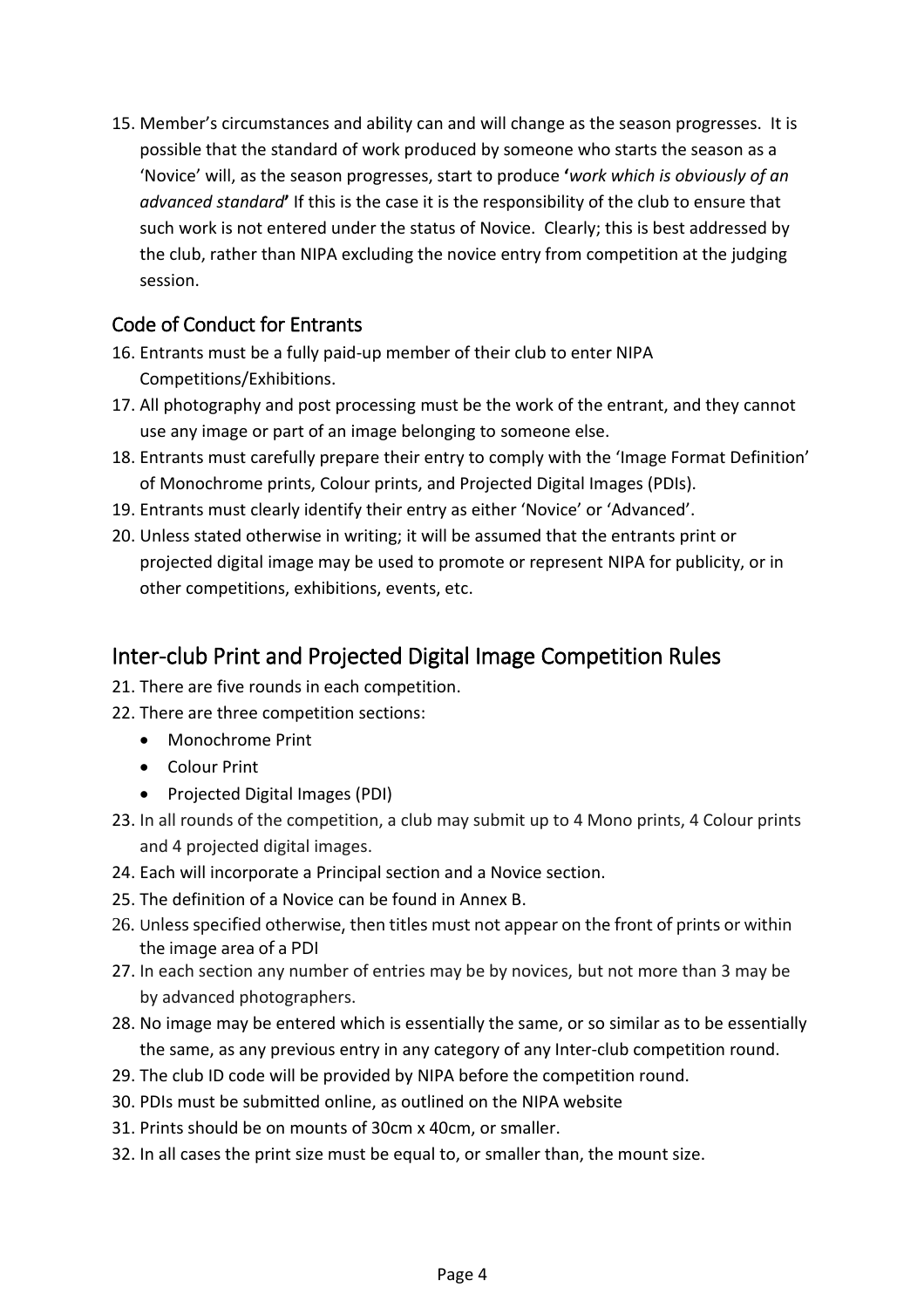15. Member's circumstances and ability can and will change as the season progresses. It is possible that the standard of work produced by someone who starts the season as a 'Novice' will, as the season progresses, start to produce **'***work which is obviously of an advanced standard***'** If this is the case it is the responsibility of the club to ensure that such work is not entered under the status of Novice. Clearly; this is best addressed by the club, rather than NIPA excluding the novice entry from competition at the judging session.

### Code of Conduct for Entrants

16. Entrants must be a fully paid-up member of their club to enter NIPA Competitions/Exhibitions.
17. All photography and post processing must be the work of the entrant, and they cannot use any image or part of an image belonging to someone else.
18. Entrants must carefully prepare their entry to comply with the 'Image Format Definition' of Monochrome prints, Colour prints, and Projected Digital Images (PDIs).
19. Entrants must clearly identify their entry as either 'Novice' or 'Advanced'.
20. Unless stated otherwise in writing; it will be assumed that the entrants print or projected digital image may be used to promote or represent NIPA for publicity, or in other competitions, exhibitions, events, etc.

## Inter-club Print and Projected Digital Image Competition Rules

21. There are five rounds in each competition.
22. There are three competition sections:
    - Monochrome Print
    - Colour Print
    - Projected Digital Images (PDI)
23. In all rounds of the competition, a club may submit up to 4 Mono prints, 4 Colour prints and 4 projected digital images.
24. Each will incorporate a Principal section and a Novice section.
25. The definition of a Novice can be found in Annex B.
26. Unless specified otherwise, then titles must not appear on the front of prints or within the image area of a PDI
27. In each section any number of entries may be by novices, but not more than 3 may be by advanced photographers.
28. No image may be entered which is essentially the same, or so similar as to be essentially the same, as any previous entry in any category of any Inter-club competition round.
29. The club ID code will be provided by NIPA before the competition round.
30. PDIs must be submitted online, as outlined on the NIPA website
31. Prints should be on mounts of 30cm x 40cm, or smaller.
32. In all cases the print size must be equal to, or smaller than, the mount size.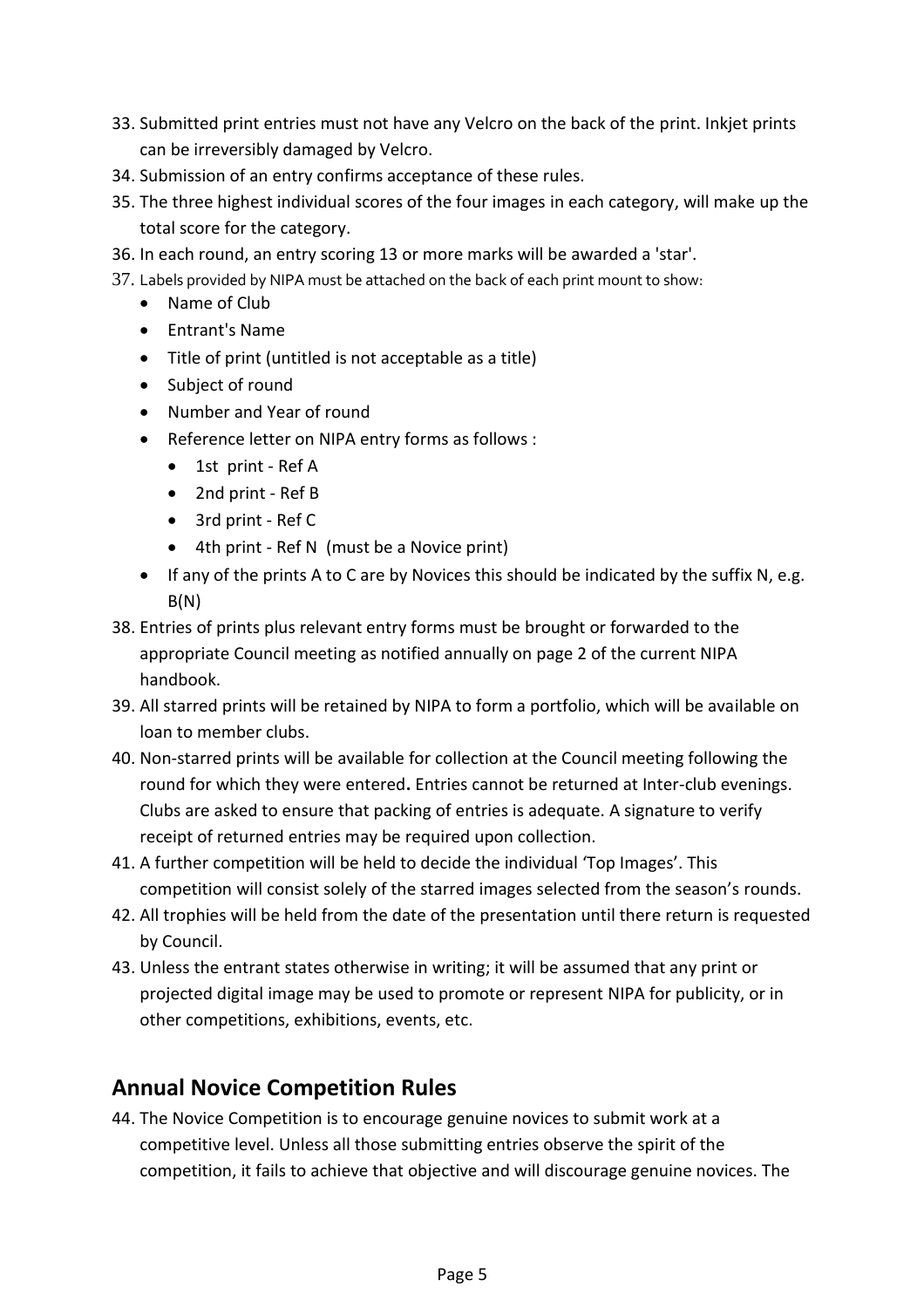33. Submitted print entries must not have any Velcro on the back of the print. Inkjet prints can be irreversibly damaged by Velcro.
34. Submission of an entry confirms acceptance of these rules.
35. The three highest individual scores of the four images in each category, will make up the total score for the category.
36. In each round, an entry scoring 13 or more marks will be awarded a 'star'.
37. Labels provided by NIPA must be attached on the back of each print mount to show:
    - Name of Club
    - Entrant's Name
    - Title of print (untitled is not acceptable as a title)
    - Subject of round
    - Number and Year of round
    - Reference letter on NIPA entry forms as follows :
        - 1st print - Ref A
        - 2nd print - Ref B
        - 3rd print - Ref C
        - 4th print - Ref N (must be a Novice print)
    - If any of the prints A to C are by Novices this should be indicated by the suffix N, e.g. B(N)
38. Entries of prints plus relevant entry forms must be brought or forwarded to the appropriate Council meeting as notified annually on page 2 of the current NIPA handbook.
39. All starred prints will be retained by NIPA to form a portfolio, which will be available on loan to member clubs.
40. Non-starred prints will be available for collection at the Council meeting following the round for which they were entered**.** Entries cannot be returned at Inter-club evenings. Clubs are asked to ensure that packing of entries is adequate. A signature to verify receipt of returned entries may be required upon collection.
41. A further competition will be held to decide the individual 'Top Images'. This competition will consist solely of the starred images selected from the season's rounds.
42. All trophies will be held from the date of the presentation until there return is requested by Council.
43. Unless the entrant states otherwise in writing; it will be assumed that any print or projected digital image may be used to promote or represent NIPA for publicity, or in other competitions, exhibitions, events, etc.

## Annual Novice Competition Rules

44. The Novice Competition is to encourage genuine novices to submit work at a competitive level. Unless all those submitting entries observe the spirit of the competition, it fails to achieve that objective and will discourage genuine novices. The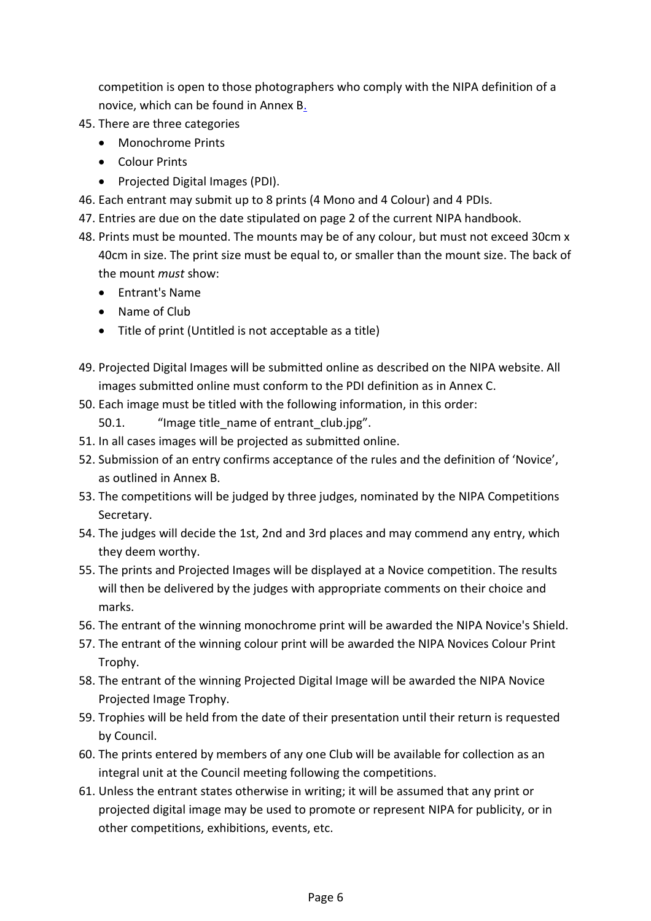competition is open to those photographers who comply with the NIPA definition of a novice, which can be found in Annex B.

45. There are three categories
    - Monochrome Prints
    - Colour Prints
    - Projected Digital Images (PDI).
46. Each entrant may submit up to 8 prints (4 Mono and 4 Colour) and 4 PDIs.
47. Entries are due on the date stipulated on page 2 of the current NIPA handbook.
48. Prints must be mounted. The mounts may be of any colour, but must not exceed 30cm x 40cm in size. The print size must be equal to, or smaller than the mount size. The back of the mount *must* show:
    - Entrant's Name
    - Name of Club
    - Title of print (Untitled is not acceptable as a title)
49. Projected Digital Images will be submitted online as described on the NIPA website. All images submitted online must conform to the PDI definition as in Annex C.
50. Each image must be titled with the following information, in this order:
    50.1. "Image title_name of entrant_club.jpg".
51. In all cases images will be projected as submitted online.
52. Submission of an entry confirms acceptance of the rules and the definition of 'Novice', as outlined in Annex B.
53. The competitions will be judged by three judges, nominated by the NIPA Competitions Secretary.
54. The judges will decide the 1st, 2nd and 3rd places and may commend any entry, which they deem worthy.
55. The prints and Projected Images will be displayed at a Novice competition. The results will then be delivered by the judges with appropriate comments on their choice and marks.
56. The entrant of the winning monochrome print will be awarded the NIPA Novice's Shield.
57. The entrant of the winning colour print will be awarded the NIPA Novices Colour Print Trophy.
58. The entrant of the winning Projected Digital Image will be awarded the NIPA Novice Projected Image Trophy.
59. Trophies will be held from the date of their presentation until their return is requested by Council.
60. The prints entered by members of any one Club will be available for collection as an integral unit at the Council meeting following the competitions.
61. Unless the entrant states otherwise in writing; it will be assumed that any print or projected digital image may be used to promote or represent NIPA for publicity, or in other competitions, exhibitions, events, etc.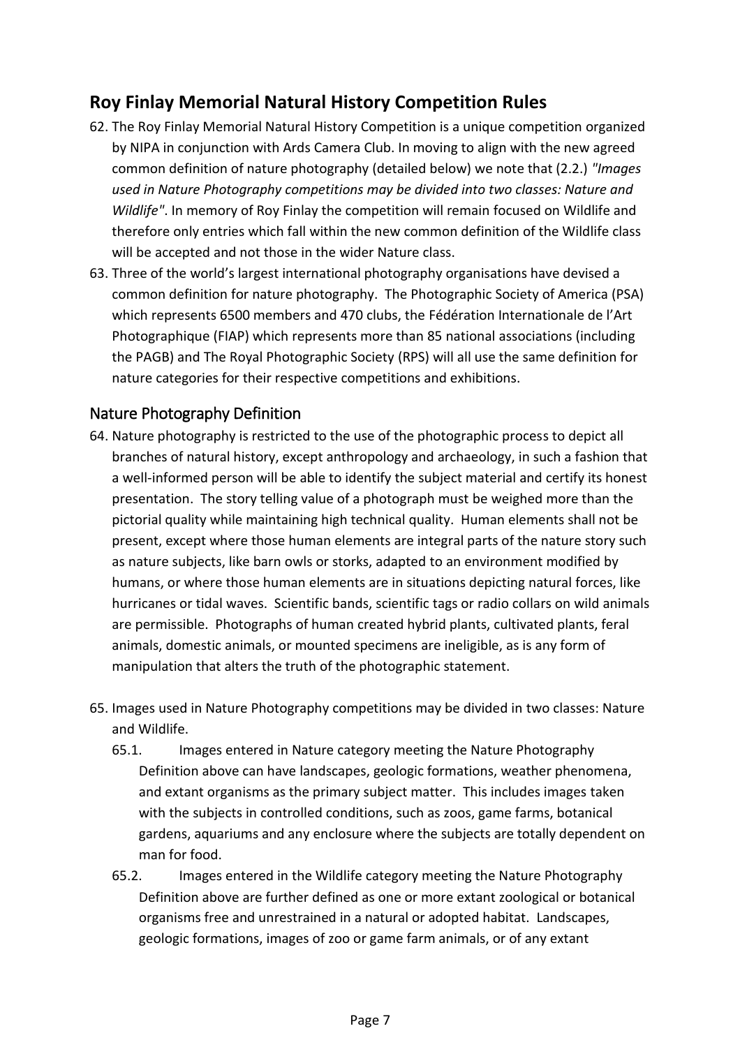## Roy Finlay Memorial Natural History Competition Rules

62. The Roy Finlay Memorial Natural History Competition is a unique competition organized by NIPA in conjunction with Ards Camera Club. In moving to align with the new agreed common definition of nature photography (detailed below) we note that (2.2.) *"Images used in Nature Photography competitions may be divided into two classes: Nature and Wildlife"*. In memory of Roy Finlay the competition will remain focused on Wildlife and therefore only entries which fall within the new common definition of the Wildlife class will be accepted and not those in the wider Nature class.
63. Three of the world's largest international photography organisations have devised a common definition for nature photography. The Photographic Society of America (PSA) which represents 6500 members and 470 clubs, the Fédération Internationale de l'Art Photographique (FIAP) which represents more than 85 national associations (including the PAGB) and The Royal Photographic Society (RPS) will all use the same definition for nature categories for their respective competitions and exhibitions.

### Nature Photography Definition

64. Nature photography is restricted to the use of the photographic process to depict all branches of natural history, except anthropology and archaeology, in such a fashion that a well-informed person will be able to identify the subject material and certify its honest presentation. The story telling value of a photograph must be weighed more than the pictorial quality while maintaining high technical quality. Human elements shall not be present, except where those human elements are integral parts of the nature story such as nature subjects, like barn owls or storks, adapted to an environment modified by humans, or where those human elements are in situations depicting natural forces, like hurricanes or tidal waves. Scientific bands, scientific tags or radio collars on wild animals are permissible. Photographs of human created hybrid plants, cultivated plants, feral animals, domestic animals, or mounted specimens are ineligible, as is any form of manipulation that alters the truth of the photographic statement.

65. Images used in Nature Photography competitions may be divided in two classes: Nature and Wildlife.
    - 65.1. Images entered in Nature category meeting the Nature Photography Definition above can have landscapes, geologic formations, weather phenomena, and extant organisms as the primary subject matter. This includes images taken with the subjects in controlled conditions, such as zoos, game farms, botanical gardens, aquariums and any enclosure where the subjects are totally dependent on man for food.
    - 65.2. Images entered in the Wildlife category meeting the Nature Photography Definition above are further defined as one or more extant zoological or botanical organisms free and unrestrained in a natural or adopted habitat. Landscapes, geologic formations, images of zoo or game farm animals, or of any extant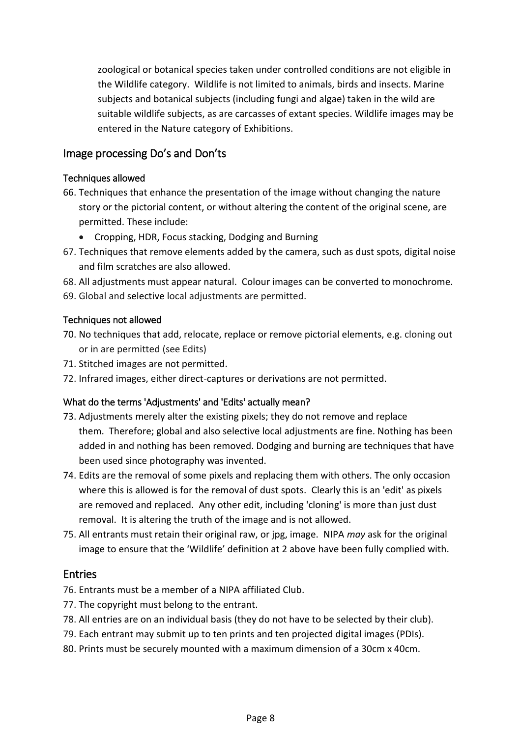zoological or botanical species taken under controlled conditions are not eligible in the Wildlife category. Wildlife is not limited to animals, birds and insects. Marine subjects and botanical subjects (including fungi and algae) taken in the wild are suitable wildlife subjects, as are carcasses of extant species. Wildlife images may be entered in the Nature category of Exhibitions.

## Image processing Do's and Don'ts

### Techniques allowed

66. Techniques that enhance the presentation of the image without changing the nature story or the pictorial content, or without altering the content of the original scene, are permitted. These include:
    - Cropping, HDR, Focus stacking, Dodging and Burning
67. Techniques that remove elements added by the camera, such as dust spots, digital noise and film scratches are also allowed.
68. All adjustments must appear natural. Colour images can be converted to monochrome.
69. Global and selective local adjustments are permitted.

### Techniques not allowed

70. No techniques that add, relocate, replace or remove pictorial elements, e.g. cloning out or in are permitted (see Edits)
71. Stitched images are not permitted.
72. Infrared images, either direct-captures or derivations are not permitted.

### What do the terms 'Adjustments' and 'Edits' actually mean?

73. Adjustments merely alter the existing pixels; they do not remove and replace them. Therefore; global and also selective local adjustments are fine. Nothing has been added in and nothing has been removed. Dodging and burning are techniques that have been used since photography was invented.
74. Edits are the removal of some pixels and replacing them with others. The only occasion where this is allowed is for the removal of dust spots. Clearly this is an 'edit' as pixels are removed and replaced. Any other edit, including 'cloning' is more than just dust removal. It is altering the truth of the image and is not allowed.
75. All entrants must retain their original raw, or jpg, image. NIPA *may* ask for the original image to ensure that the 'Wildlife' definition at 2 above have been fully complied with.

## Entries

76. Entrants must be a member of a NIPA affiliated Club.
77. The copyright must belong to the entrant.
78. All entries are on an individual basis (they do not have to be selected by their club).
79. Each entrant may submit up to ten prints and ten projected digital images (PDIs).
80. Prints must be securely mounted with a maximum dimension of a 30cm x 40cm.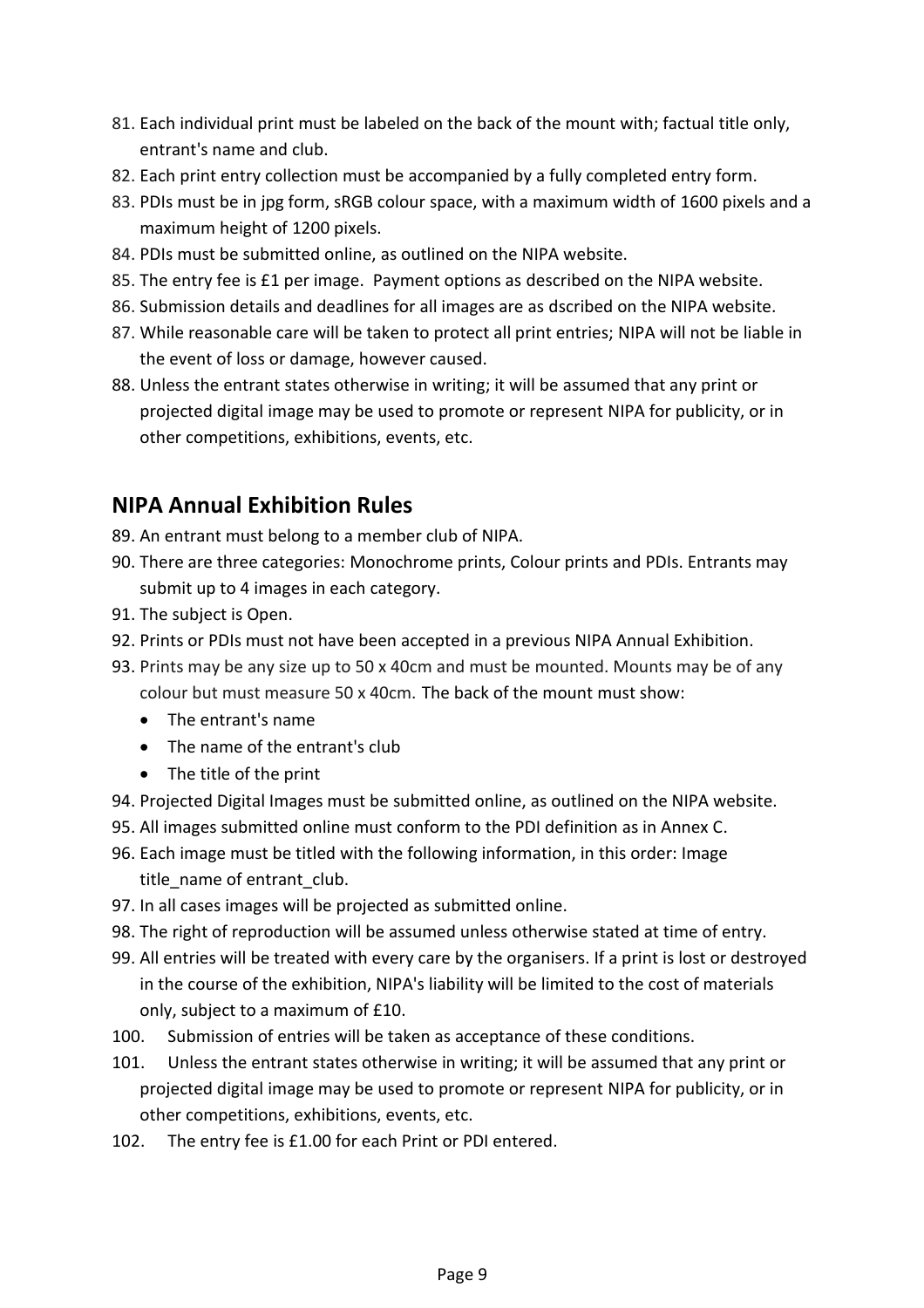81. Each individual print must be labeled on the back of the mount with; factual title only, entrant's name and club.
82. Each print entry collection must be accompanied by a fully completed entry form.
83. PDIs must be in jpg form, sRGB colour space, with a maximum width of 1600 pixels and a maximum height of 1200 pixels.
84. PDIs must be submitted online, as outlined on the NIPA website.
85. The entry fee is £1 per image. Payment options as described on the NIPA website.
86. Submission details and deadlines for all images are as dscribed on the NIPA website.
87. While reasonable care will be taken to protect all print entries; NIPA will not be liable in the event of loss or damage, however caused.
88. Unless the entrant states otherwise in writing; it will be assumed that any print or projected digital image may be used to promote or represent NIPA for publicity, or in other competitions, exhibitions, events, etc.

## NIPA Annual Exhibition Rules

89. An entrant must belong to a member club of NIPA.
90. There are three categories: Monochrome prints, Colour prints and PDIs. Entrants may submit up to 4 images in each category.
91. The subject is Open.
92. Prints or PDIs must not have been accepted in a previous NIPA Annual Exhibition.
93. Prints may be any size up to 50 x 40cm and must be mounted. Mounts may be of any colour but must measure 50 x 40cm. The back of the mount must show:
    - The entrant's name
    - The name of the entrant's club
    - The title of the print
94. Projected Digital Images must be submitted online, as outlined on the NIPA website.
95. All images submitted online must conform to the PDI definition as in Annex C.
96. Each image must be titled with the following information, in this order: Image title_name of entrant_club.
97. In all cases images will be projected as submitted online.
98. The right of reproduction will be assumed unless otherwise stated at time of entry.
99. All entries will be treated with every care by the organisers. If a print is lost or destroyed in the course of the exhibition, NIPA's liability will be limited to the cost of materials only, subject to a maximum of £10.
100. Submission of entries will be taken as acceptance of these conditions.
101. Unless the entrant states otherwise in writing; it will be assumed that any print or projected digital image may be used to promote or represent NIPA for publicity, or in other competitions, exhibitions, events, etc.
102. The entry fee is £1.00 for each Print or PDI entered.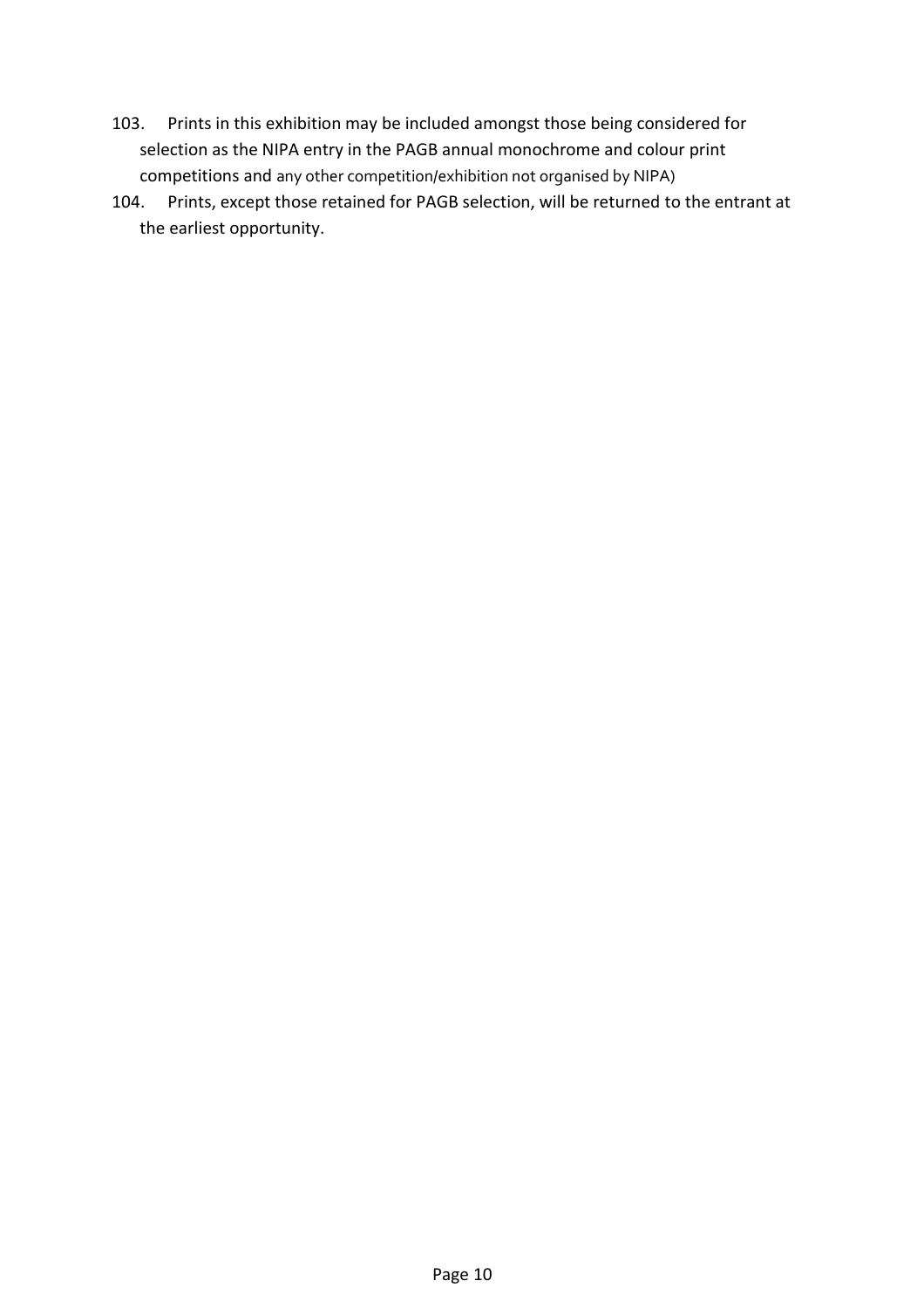103. Prints in this exhibition may be included amongst those being considered for selection as the NIPA entry in the PAGB annual monochrome and colour print competitions and any other competition/exhibition not organised by NIPA)
104. Prints, except those retained for PAGB selection, will be returned to the entrant at the earliest opportunity.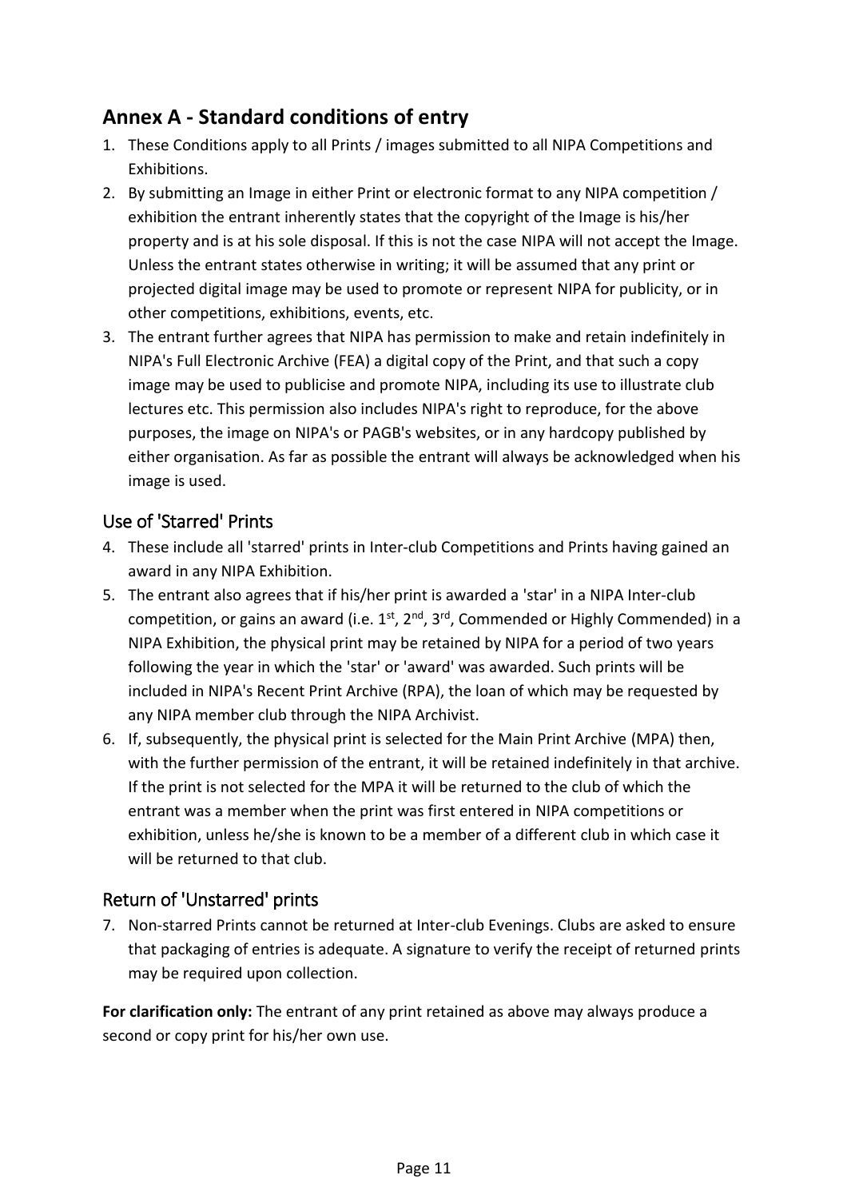## Annex A - Standard conditions of entry

1. These Conditions apply to all Prints / images submitted to all NIPA Competitions and Exhibitions.
2. By submitting an Image in either Print or electronic format to any NIPA competition / exhibition the entrant inherently states that the copyright of the Image is his/her property and is at his sole disposal. If this is not the case NIPA will not accept the Image. Unless the entrant states otherwise in writing; it will be assumed that any print or projected digital image may be used to promote or represent NIPA for publicity, or in other competitions, exhibitions, events, etc.
3. The entrant further agrees that NIPA has permission to make and retain indefinitely in NIPA's Full Electronic Archive (FEA) a digital copy of the Print, and that such a copy image may be used to publicise and promote NIPA, including its use to illustrate club lectures etc. This permission also includes NIPA's right to reproduce, for the above purposes, the image on NIPA's or PAGB's websites, or in any hardcopy published by either organisation. As far as possible the entrant will always be acknowledged when his image is used.

### Use of 'Starred' Prints

4. These include all 'starred' prints in Inter-club Competitions and Prints having gained an award in any NIPA Exhibition.
5. The entrant also agrees that if his/her print is awarded a 'star' in a NIPA Inter-club competition, or gains an award (i.e. 1st, 2nd, 3rd, Commended or Highly Commended) in a NIPA Exhibition, the physical print may be retained by NIPA for a period of two years following the year in which the 'star' or 'award' was awarded. Such prints will be included in NIPA's Recent Print Archive (RPA), the loan of which may be requested by any NIPA member club through the NIPA Archivist.
6. If, subsequently, the physical print is selected for the Main Print Archive (MPA) then, with the further permission of the entrant, it will be retained indefinitely in that archive. If the print is not selected for the MPA it will be returned to the club of which the entrant was a member when the print was first entered in NIPA competitions or exhibition, unless he/she is known to be a member of a different club in which case it will be returned to that club.

### Return of 'Unstarred' prints

7. Non-starred Prints cannot be returned at Inter-club Evenings. Clubs are asked to ensure that packaging of entries is adequate. A signature to verify the receipt of returned prints may be required upon collection.

**For clarification only:** The entrant of any print retained as above may always produce a second or copy print for his/her own use.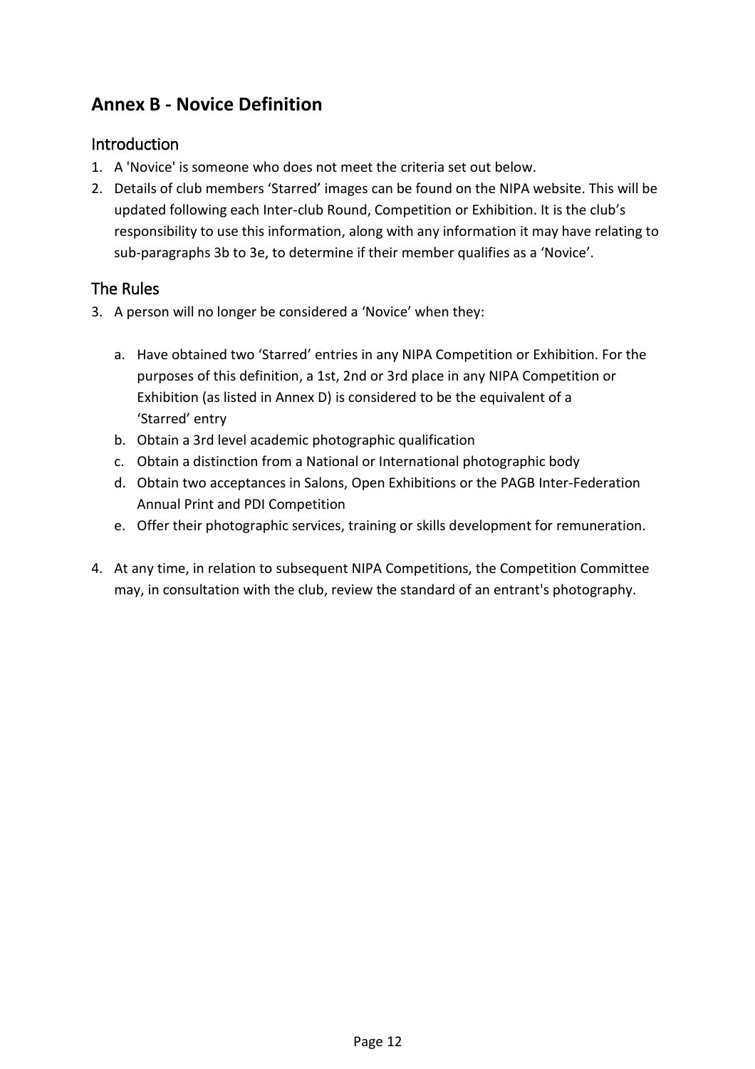## Annex B - Novice Definition

### Introduction

1. A 'Novice' is someone who does not meet the criteria set out below.
2. Details of club members 'Starred' images can be found on the NIPA website. This will be updated following each Inter-club Round, Competition or Exhibition. It is the club's responsibility to use this information, along with any information it may have relating to sub-paragraphs 3b to 3e, to determine if their member qualifies as a 'Novice'.

### The Rules

3. A person will no longer be considered a 'Novice' when they:

    a. Have obtained two 'Starred' entries in any NIPA Competition or Exhibition. For the purposes of this definition, a 1st, 2nd or 3rd place in any NIPA Competition or Exhibition (as listed in Annex D) is considered to be the equivalent of a 'Starred' entry

    b. Obtain a 3rd level academic photographic qualification

    c. Obtain a distinction from a National or International photographic body

    d. Obtain two acceptances in Salons, Open Exhibitions or the PAGB Inter-Federation Annual Print and PDI Competition

    e. Offer their photographic services, training or skills development for remuneration.

4. At any time, in relation to subsequent NIPA Competitions, the Competition Committee may, in consultation with the club, review the standard of an entrant's photography.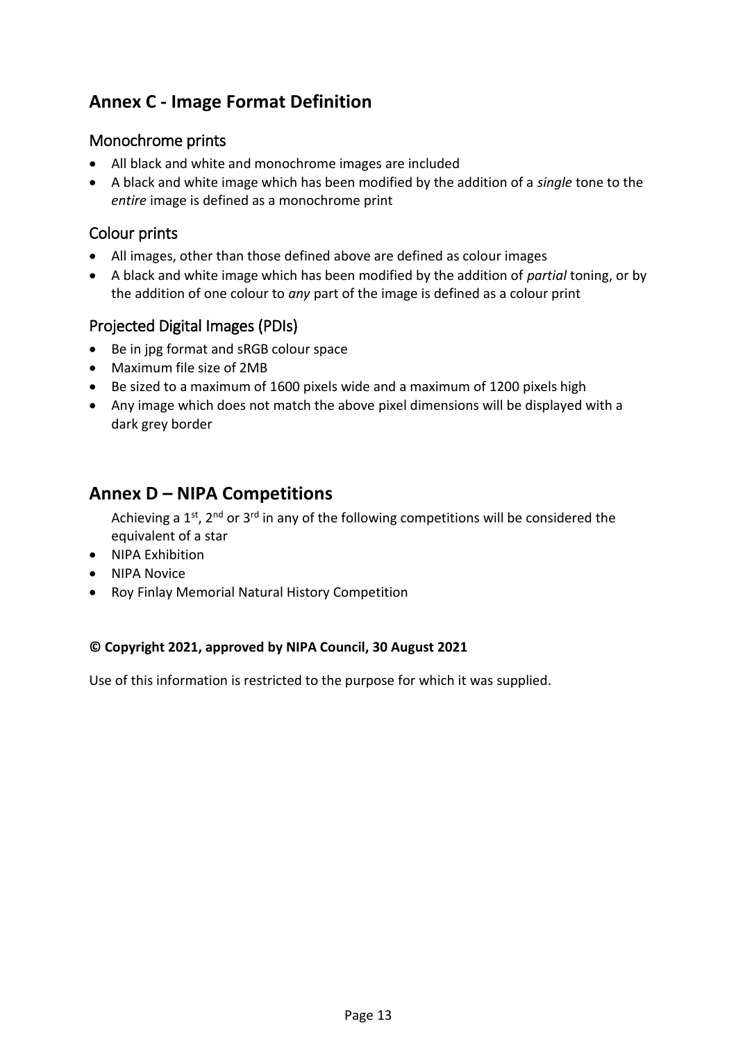## Annex C - Image Format Definition

### Monochrome prints

- All black and white and monochrome images are included
- A black and white image which has been modified by the addition of a *single* tone to the *entire* image is defined as a monochrome print

### Colour prints

- All images, other than those defined above are defined as colour images
- A black and white image which has been modified by the addition of *partial* toning, or by the addition of one colour to *any* part of the image is defined as a colour print

### Projected Digital Images (PDIs)

- Be in jpg format and sRGB colour space
- Maximum file size of 2MB
- Be sized to a maximum of 1600 pixels wide and a maximum of 1200 pixels high
- Any image which does not match the above pixel dimensions will be displayed with a dark grey border

## Annex D – NIPA Competitions

Achieving a 1st, 2nd or 3rd in any of the following competitions will be considered the equivalent of a star

- NIPA Exhibition
- NIPA Novice
- Roy Finlay Memorial Natural History Competition

**© Copyright 2021, approved by NIPA Council, 30 August 2021**

Use of this information is restricted to the purpose for which it was supplied.